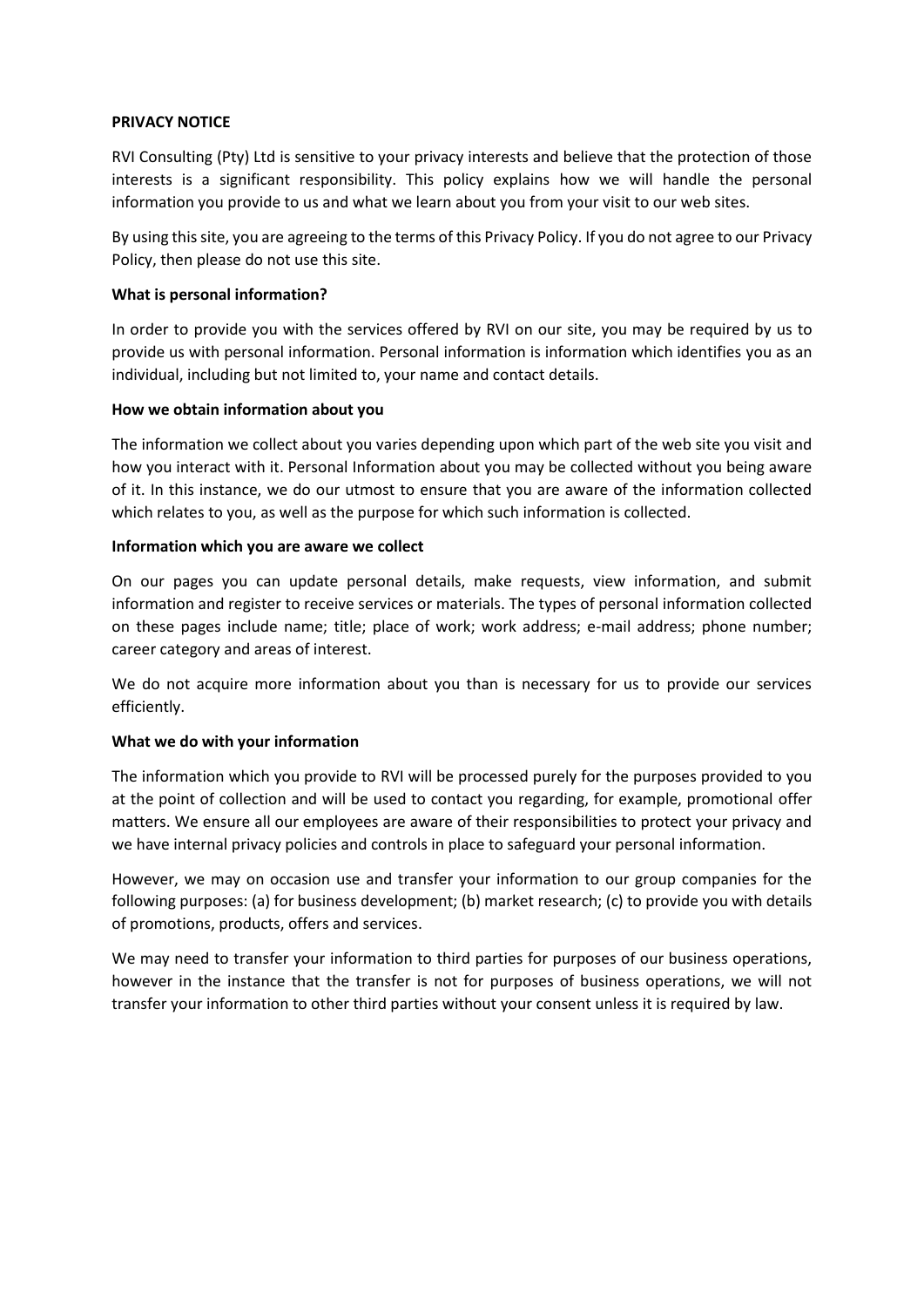**PRIVACY NOTICE**

RVI Consulting (Pty) Ltd is sensitive to your privacy interests and believe that the protection of those interests is a significant responsibility. This policy explains how we will handle the personal information you provide to us and what we learn about you from your visit to our web sites.

By using this site, you are agreeing to the terms of this Privacy Policy. If you do not agree to our Privacy Policy, then please do not use this site.

**What is personal information?**

In order to provide you with the services offered by RVI on our site, you may be required by us to provide us with personal information. Personal information is information which identifies you as an individual, including but not limited to, your name and contact details.

**How we obtain information about you**

The information we collect about you varies depending upon which part of the web site you visit and how you interact with it. Personal Information about you may be collected without you being aware of it. In this instance, we do our utmost to ensure that you are aware of the information collected which relates to you, as well as the purpose for which such information is collected.

**Information which you are aware we collect**

On our pages you can update personal details, make requests, view information, and submit information and register to receive services or materials. The types of personal information collected on these pages include name; title; place of work; work address; e-mail address; phone number; career category and areas of interest.

We do not acquire more information about you than is necessary for us to provide our services efficiently.

**What we do with your information**

The information which you provide to RVI will be processed purely for the purposes provided to you at the point of collection and will be used to contact you regarding, for example, promotional offer matters. We ensure all our employees are aware of their responsibilities to protect your privacy and we have internal privacy policies and controls in place to safeguard your personal information.

However, we may on occasion use and transfer your information to our group companies for the following purposes: (a) for business development; (b) market research; (c) to provide you with details of promotions, products, offers and services.

We may need to transfer your information to third parties for purposes of our business operations, however in the instance that the transfer is not for purposes of business operations, we will not transfer your information to other third parties without your consent unless it is required by law.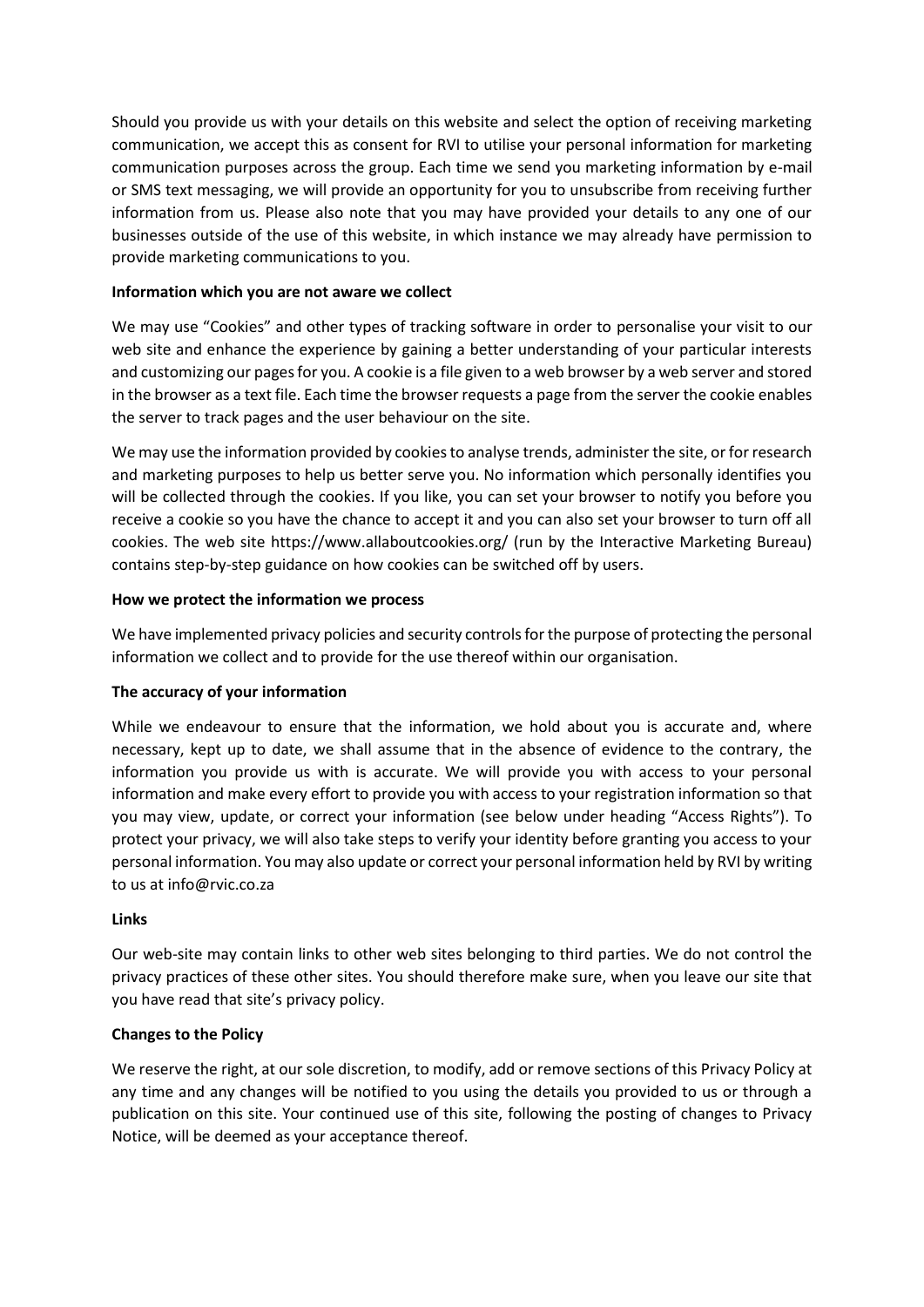Should you provide us with your details on this website and select the option of receiving marketing communication, we accept this as consent for RVI to utilise your personal information for marketing communication purposes across the group. Each time we send you marketing information by e-mail or SMS text messaging, we will provide an opportunity for you to unsubscribe from receiving further information from us. Please also note that you may have provided your details to any one of our businesses outside of the use of this website, in which instance we may already have permission to provide marketing communications to you.

**Information which you are not aware we collect**

We may use "Cookies" and other types of tracking software in order to personalise your visit to our web site and enhance the experience by gaining a better understanding of your particular interests and customizing our pages for you. A cookie is a file given to a web browser by a web server and stored in the browser as a text file. Each time the browser requests a page from the server the cookie enables the server to track pages and the user behaviour on the site.

We may use the information provided by cookies to analyse trends, administer the site, or for research and marketing purposes to help us better serve you. No information which personally identifies you will be collected through the cookies. If you like, you can set your browser to notify you before you receive a cookie so you have the chance to accept it and you can also set your browser to turn off all cookies. The web site https://www.allaboutcookies.org/ (run by the Interactive Marketing Bureau) contains step-by-step guidance on how cookies can be switched off by users.

**How we protect the information we process**

We have implemented privacy policies and security controls for the purpose of protecting the personal information we collect and to provide for the use thereof within our organisation.

**The accuracy of your information**

While we endeavour to ensure that the information, we hold about you is accurate and, where necessary, kept up to date, we shall assume that in the absence of evidence to the contrary, the information you provide us with is accurate. We will provide you with access to your personal information and make every effort to provide you with access to your registration information so that you may view, update, or correct your information (see below under heading "Access Rights"). To protect your privacy, we will also take steps to verify your identity before granting you access to your personal information. You may also update or correct your personal information held by RVI by writing to us at info@rvic.co.za

**Links**

Our web-site may contain links to other web sites belonging to third parties. We do not control the privacy practices of these other sites. You should therefore make sure, when you leave our site that you have read that site's privacy policy.

**Changes to the Policy**

We reserve the right, at our sole discretion, to modify, add or remove sections of this Privacy Policy at any time and any changes will be notified to you using the details you provided to us or through a publication on this site. Your continued use of this site, following the posting of changes to Privacy Notice, will be deemed as your acceptance thereof.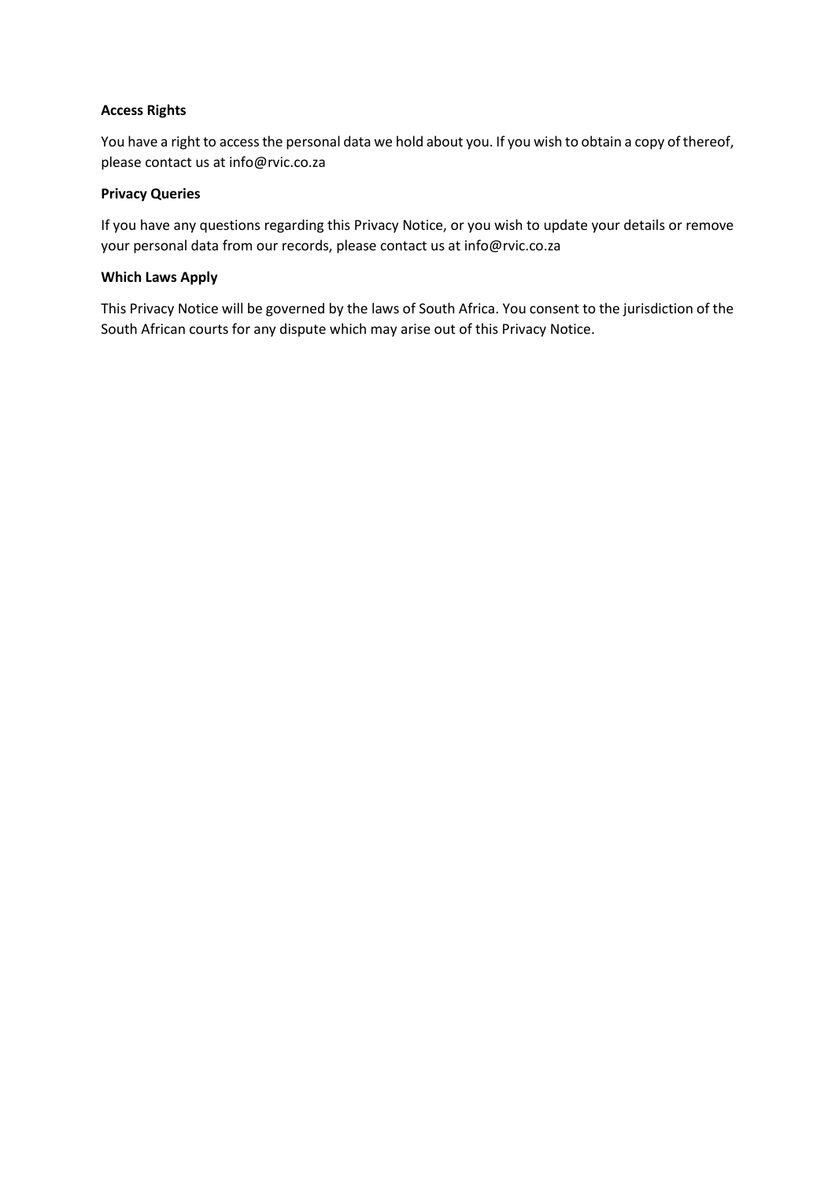**Access Rights**

You have a right to access the personal data we hold about you. If you wish to obtain a copy of thereof, please contact us at info@rvic.co.za

**Privacy Queries**

If you have any questions regarding this Privacy Notice, or you wish to update your details or remove your personal data from our records, please contact us at info@rvic.co.za

**Which Laws Apply**

This Privacy Notice will be governed by the laws of South Africa. You consent to the jurisdiction of the South African courts for any dispute which may arise out of this Privacy Notice.